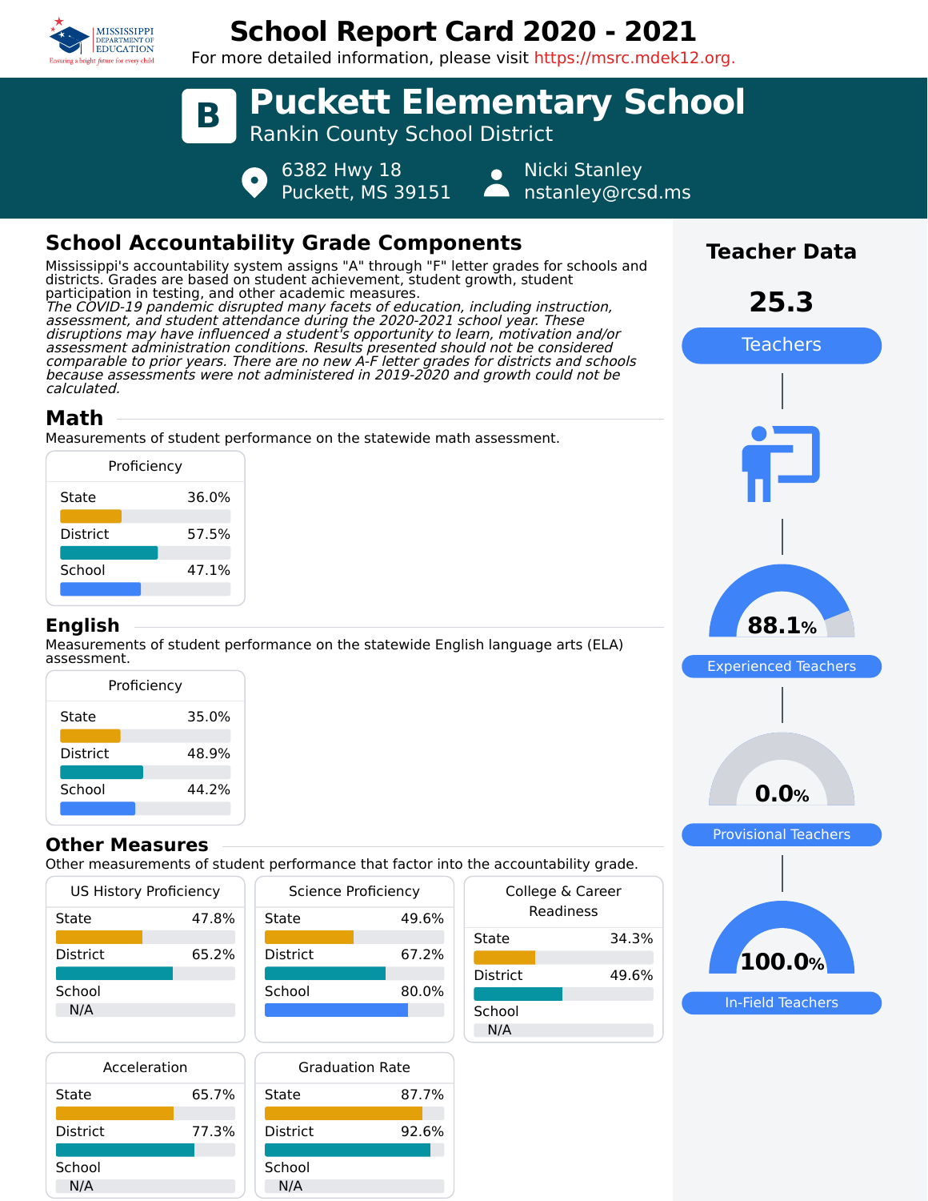# School Report Card 2020 - 2021

For more detailed information, please visit https://msrc.mdek12.org.

## B Puckett Elementary School

Rankin County School District

6382 Hwy 18
Puckett, MS 39151

Nicki Stanley
nstanley@rcsd.ms

## School Accountability Grade Components

Mississippi's accountability system assigns "A" through "F" letter grades for schools and districts. Grades are based on student achievement, student growth, student participation in testing, and other academic measures.

*The COVID-19 pandemic disrupted many facets of education, including instruction, assessment, and student attendance during the 2020-2021 school year. These disruptions may have influenced a student's opportunity to learn, motivation and/or assessment administration conditions. Results presented should not be considered comparable to prior years. There are no new A-F letter grades for districts and schools because assessments were not administered in 2019-2020 and growth could not be calculated.*

### Math

Measurements of student performance on the statewide math assessment.

| Proficiency | |
|---|---|
| State | 36.0% |
| District | 57.5% |
| School | 47.1% |

### English

Measurements of student performance on the statewide English language arts (ELA) assessment.

| Proficiency | |
|---|---|
| State | 35.0% |
| District | 48.9% |
| School | 44.2% |

### Other Measures

Other measurements of student performance that factor into the accountability grade.

| US History Proficiency | |
|---|---|
| State | 47.8% |
| District | 65.2% |
| School | N/A |

| Science Proficiency | |
|---|---|
| State | 49.6% |
| District | 67.2% |
| School | 80.0% |

| College & Career Readiness | |
|---|---|
| State | 34.3% |
| District | 49.6% |
| School | N/A |

| Acceleration | |
|---|---|
| State | 65.7% |
| District | 77.3% |
| School | N/A |

| Graduation Rate | |
|---|---|
| State | 87.7% |
| District | 92.6% |
| School | N/A |

## Teacher Data

**25.3** Teachers

**88.1%** Experienced Teachers

**0.0%** Provisional Teachers

**100.0%** In-Field Teachers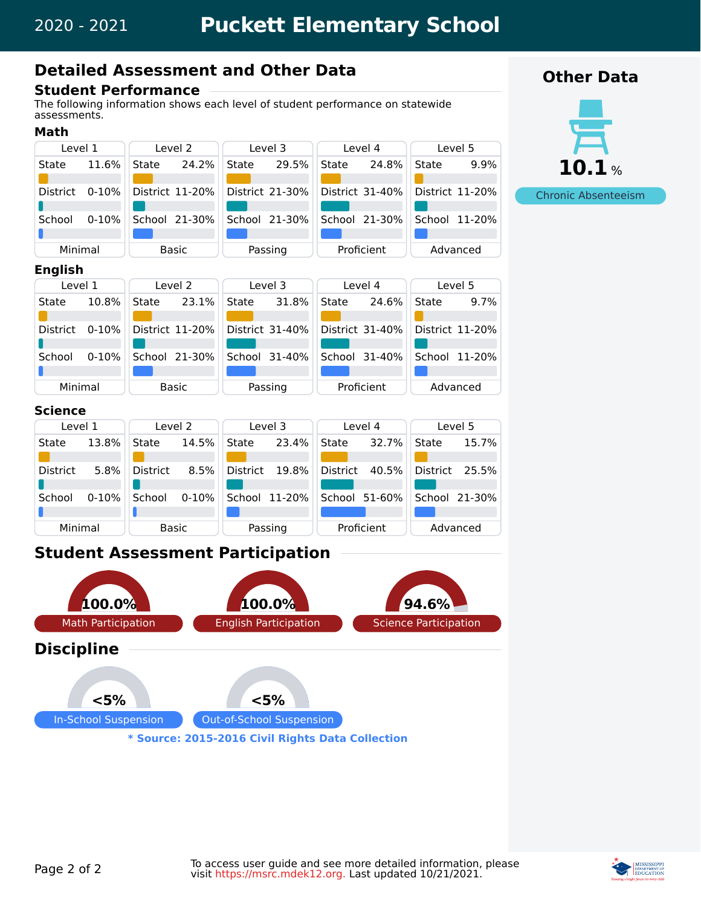# 2020 - 2021 Puckett Elementary School

## Detailed Assessment and Other Data

### Student Performance

The following information shows each level of student performance on statewide assessments.

#### Math

| | Level 1 | Level 2 | Level 3 | Level 4 | Level 5 |
|---|---|---|---|---|---|
| State | 11.6% | 24.2% | 29.5% | 24.8% | 9.9% |
| District | 0-10% | 11-20% | 21-30% | 31-40% | 11-20% |
| School | 0-10% | 21-30% | 21-30% | 21-30% | 11-20% |
| | Minimal | Basic | Passing | Proficient | Advanced |

#### English

| | Level 1 | Level 2 | Level 3 | Level 4 | Level 5 |
|---|---|---|---|---|---|
| State | 10.8% | 23.1% | 31.8% | 24.6% | 9.7% |
| District | 0-10% | 11-20% | 31-40% | 31-40% | 11-20% |
| School | 0-10% | 21-30% | 31-40% | 31-40% | 11-20% |
| | Minimal | Basic | Passing | Proficient | Advanced |

#### Science

| | Level 1 | Level 2 | Level 3 | Level 4 | Level 5 |
|---|---|---|---|---|---|
| State | 13.8% | 14.5% | 23.4% | 32.7% | 15.7% |
| District | 5.8% | 8.5% | 19.8% | 40.5% | 25.5% |
| School | 0-10% | 0-10% | 11-20% | 51-60% | 21-30% |
| | Minimal | Basic | Passing | Proficient | Advanced |

### Student Assessment Participation

100.0%
Math Participation

100.0%
English Participation

94.6%
Science Participation

### Discipline

<5%
In-School Suspension

<5%
Out-of-School Suspension

**\* Source: 2015-2016 Civil Rights Data Collection**

## Other Data

10.1 %
Chronic Absenteeism

To access user guide and see more detailed information, please visit https://msrc.mdek12.org. Last updated 10/21/2021.